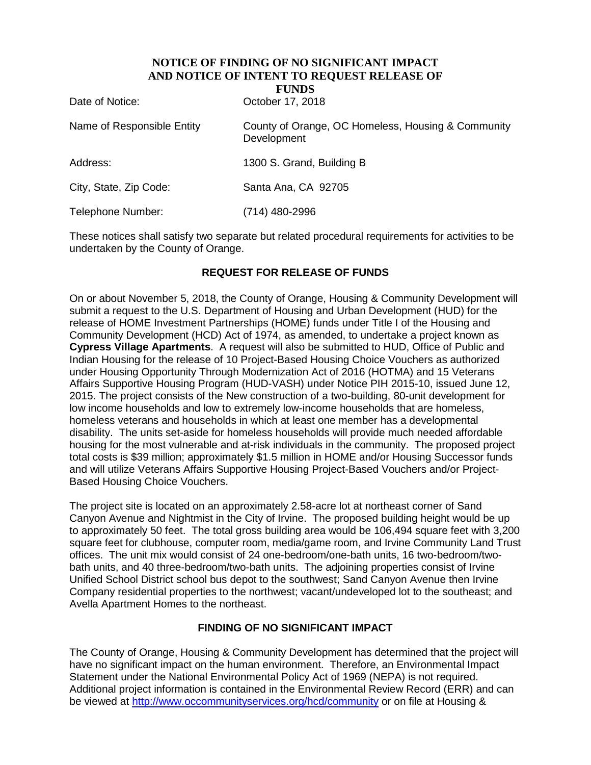# NOTICE OF FINDING OF NO SIGNIFICANT IMPACT AND NOTICE OF INTENT TO REQUEST RELEASE OF FUNDS

| | |
|---|---|
| Date of Notice: | October 17, 2018 |
| Name of Responsible Entity | County of Orange, OC Homeless, Housing & Community Development |
| Address: | 1300 S. Grand, Building B |
| City, State, Zip Code: | Santa Ana, CA 92705 |
| Telephone Number: | (714) 480-2996 |

These notices shall satisfy two separate but related procedural requirements for activities to be undertaken by the County of Orange.

## REQUEST FOR RELEASE OF FUNDS

On or about November 5, 2018, the County of Orange, Housing & Community Development will submit a request to the U.S. Department of Housing and Urban Development (HUD) for the release of HOME Investment Partnerships (HOME) funds under Title I of the Housing and Community Development (HCD) Act of 1974, as amended, to undertake a project known as **Cypress Village Apartments**. A request will also be submitted to HUD, Office of Public and Indian Housing for the release of 10 Project-Based Housing Choice Vouchers as authorized under Housing Opportunity Through Modernization Act of 2016 (HOTMA) and 15 Veterans Affairs Supportive Housing Program (HUD-VASH) under Notice PIH 2015-10, issued June 12, 2015. The project consists of the New construction of a two-building, 80-unit development for low income households and low to extremely low-income households that are homeless, homeless veterans and households in which at least one member has a developmental disability. The units set-aside for homeless households will provide much needed affordable housing for the most vulnerable and at-risk individuals in the community. The proposed project total costs is $39 million; approximately $1.5 million in HOME and/or Housing Successor funds and will utilize Veterans Affairs Supportive Housing Project-Based Vouchers and/or Project-Based Housing Choice Vouchers.

The project site is located on an approximately 2.58-acre lot at northeast corner of Sand Canyon Avenue and Nightmist in the City of Irvine. The proposed building height would be up to approximately 50 feet. The total gross building area would be 106,494 square feet with 3,200 square feet for clubhouse, computer room, media/game room, and Irvine Community Land Trust offices. The unit mix would consist of 24 one-bedroom/one-bath units, 16 two-bedroom/two-bath units, and 40 three-bedroom/two-bath units. The adjoining properties consist of Irvine Unified School District school bus depot to the southwest; Sand Canyon Avenue then Irvine Company residential properties to the northwest; vacant/undeveloped lot to the southeast; and Avella Apartment Homes to the northeast.

## FINDING OF NO SIGNIFICANT IMPACT

The County of Orange, Housing & Community Development has determined that the project will have no significant impact on the human environment. Therefore, an Environmental Impact Statement under the National Environmental Policy Act of 1969 (NEPA) is not required. Additional project information is contained in the Environmental Review Record (ERR) and can be viewed at http://www.occommunityservices.org/hcd/community or on file at Housing &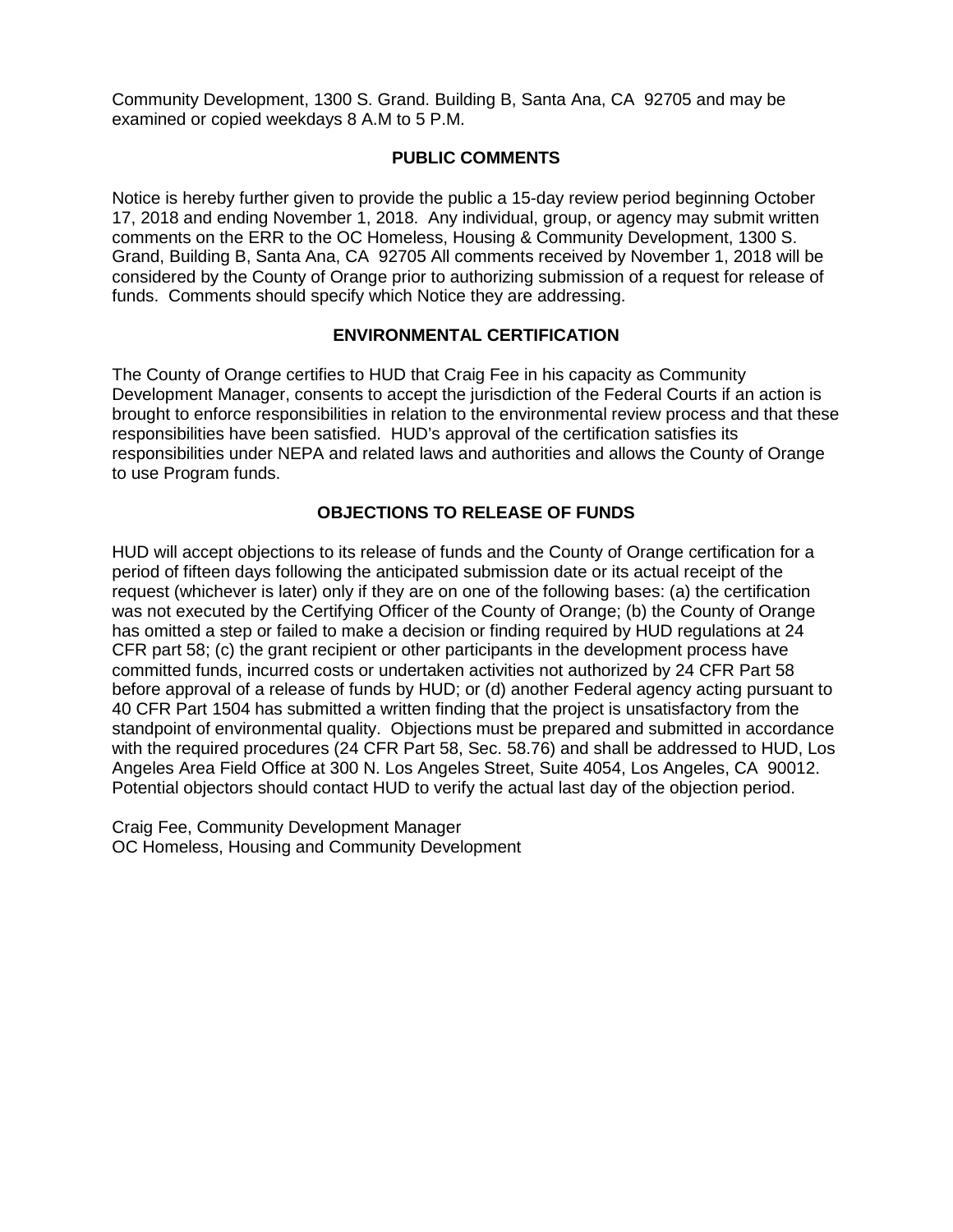Community Development, 1300 S. Grand. Building B, Santa Ana, CA 92705 and may be examined or copied weekdays 8 A.M to 5 P.M.

## PUBLIC COMMENTS

Notice is hereby further given to provide the public a 15-day review period beginning October 17, 2018 and ending November 1, 2018. Any individual, group, or agency may submit written comments on the ERR to the OC Homeless, Housing & Community Development, 1300 S. Grand, Building B, Santa Ana, CA 92705 All comments received by November 1, 2018 will be considered by the County of Orange prior to authorizing submission of a request for release of funds. Comments should specify which Notice they are addressing.

## ENVIRONMENTAL CERTIFICATION

The County of Orange certifies to HUD that Craig Fee in his capacity as Community Development Manager, consents to accept the jurisdiction of the Federal Courts if an action is brought to enforce responsibilities in relation to the environmental review process and that these responsibilities have been satisfied. HUD's approval of the certification satisfies its responsibilities under NEPA and related laws and authorities and allows the County of Orange to use Program funds.

## OBJECTIONS TO RELEASE OF FUNDS

HUD will accept objections to its release of funds and the County of Orange certification for a period of fifteen days following the anticipated submission date or its actual receipt of the request (whichever is later) only if they are on one of the following bases: (a) the certification was not executed by the Certifying Officer of the County of Orange; (b) the County of Orange has omitted a step or failed to make a decision or finding required by HUD regulations at 24 CFR part 58; (c) the grant recipient or other participants in the development process have committed funds, incurred costs or undertaken activities not authorized by 24 CFR Part 58 before approval of a release of funds by HUD; or (d) another Federal agency acting pursuant to 40 CFR Part 1504 has submitted a written finding that the project is unsatisfactory from the standpoint of environmental quality. Objections must be prepared and submitted in accordance with the required procedures (24 CFR Part 58, Sec. 58.76) and shall be addressed to HUD, Los Angeles Area Field Office at 300 N. Los Angeles Street, Suite 4054, Los Angeles, CA 90012. Potential objectors should contact HUD to verify the actual last day of the objection period.

Craig Fee, Community Development Manager
OC Homeless, Housing and Community Development